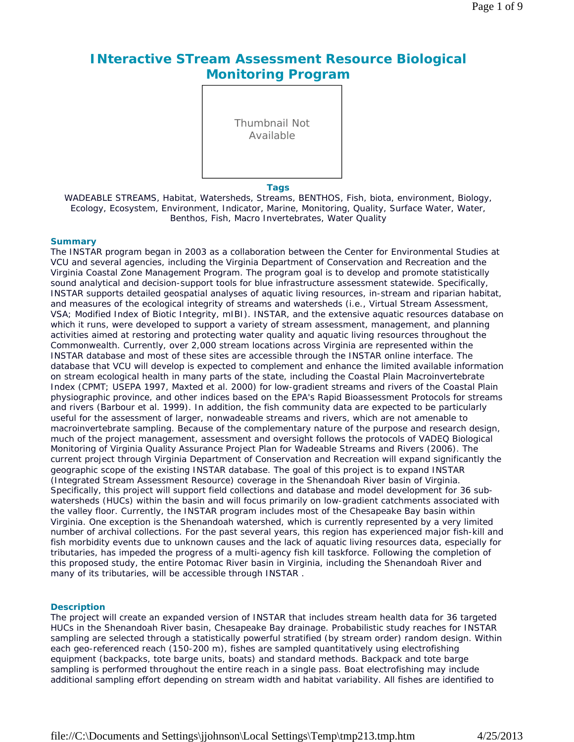# INteractive STream Assessment Resource Biological Monitoring Program

Thumbnail Not Available

**Tags**

WADEABLE STREAMS, Habitat, Watersheds, Streams, BENTHOS, Fish, biota, environment, Biology, Ecology, Ecosystem, Environment, Indicator, Marine, Monitoring, Quality, Surface Water, Water, Benthos, Fish, Macro Invertebrates, Water Quality

## Summary

The INSTAR program began in 2003 as a collaboration between the Center for Environmental Studies at VCU and several agencies, including the Virginia Department of Conservation and Recreation and the Virginia Coastal Zone Management Program. The program goal is to develop and promote statistically sound analytical and decision-support tools for blue infrastructure assessment statewide. Specifically, INSTAR supports detailed geospatial analyses of aquatic living resources, in-stream and riparian habitat, and measures of the ecological integrity of streams and watersheds (i.e., Virtual Stream Assessment, VSA; Modified Index of Biotic Integrity, mIBI). INSTAR, and the extensive aquatic resources database on which it runs, were developed to support a variety of stream assessment, management, and planning activities aimed at restoring and protecting water quality and aquatic living resources throughout the Commonwealth. Currently, over 2,000 stream locations across Virginia are represented within the INSTAR database and most of these sites are accessible through the INSTAR online interface. The database that VCU will develop is expected to complement and enhance the limited available information on stream ecological health in many parts of the state, including the Coastal Plain Macroinvertebrate Index (CPMT; USEPA 1997, Maxted et al. 2000) for low-gradient streams and rivers of the Coastal Plain physiographic province, and other indices based on the EPA's Rapid Bioassessment Protocols for streams and rivers (Barbour et al. 1999). In addition, the fish community data are expected to be particularly useful for the assessment of larger, nonwadeable streams and rivers, which are not amenable to macroinvertebrate sampling. Because of the complementary nature of the purpose and research design, much of the project management, assessment and oversight follows the protocols of VADEQ Biological Monitoring of Virginia Quality Assurance Project Plan for Wadeable Streams and Rivers (2006). The current project through Virginia Department of Conservation and Recreation will expand significantly the geographic scope of the existing INSTAR database. The goal of this project is to expand INSTAR (Integrated Stream Assessment Resource) coverage in the Shenandoah River basin of Virginia. Specifically, this project will support field collections and database and model development for 36 sub-watersheds (HUCs) within the basin and will focus primarily on low-gradient catchments associated with the valley floor. Currently, the INSTAR program includes most of the Chesapeake Bay basin within Virginia. One exception is the Shenandoah watershed, which is currently represented by a very limited number of archival collections. For the past several years, this region has experienced major fish-kill and fish morbidity events due to unknown causes and the lack of aquatic living resources data, especially for tributaries, has impeded the progress of a multi-agency fish kill taskforce. Following the completion of this proposed study, the entire Potomac River basin in Virginia, including the Shenandoah River and many of its tributaries, will be accessible through INSTAR .

## Description

The project will create an expanded version of INSTAR that includes stream health data for 36 targeted HUCs in the Shenandoah River basin, Chesapeake Bay drainage. Probabilistic study reaches for INSTAR sampling are selected through a statistically powerful stratified (by stream order) random design. Within each geo-referenced reach (150-200 m), fishes are sampled quantitatively using electrofishing equipment (backpacks, tote barge units, boats) and standard methods. Backpack and tote barge sampling is performed throughout the entire reach in a single pass. Boat electrofishing may include additional sampling effort depending on stream width and habitat variability. All fishes are identified to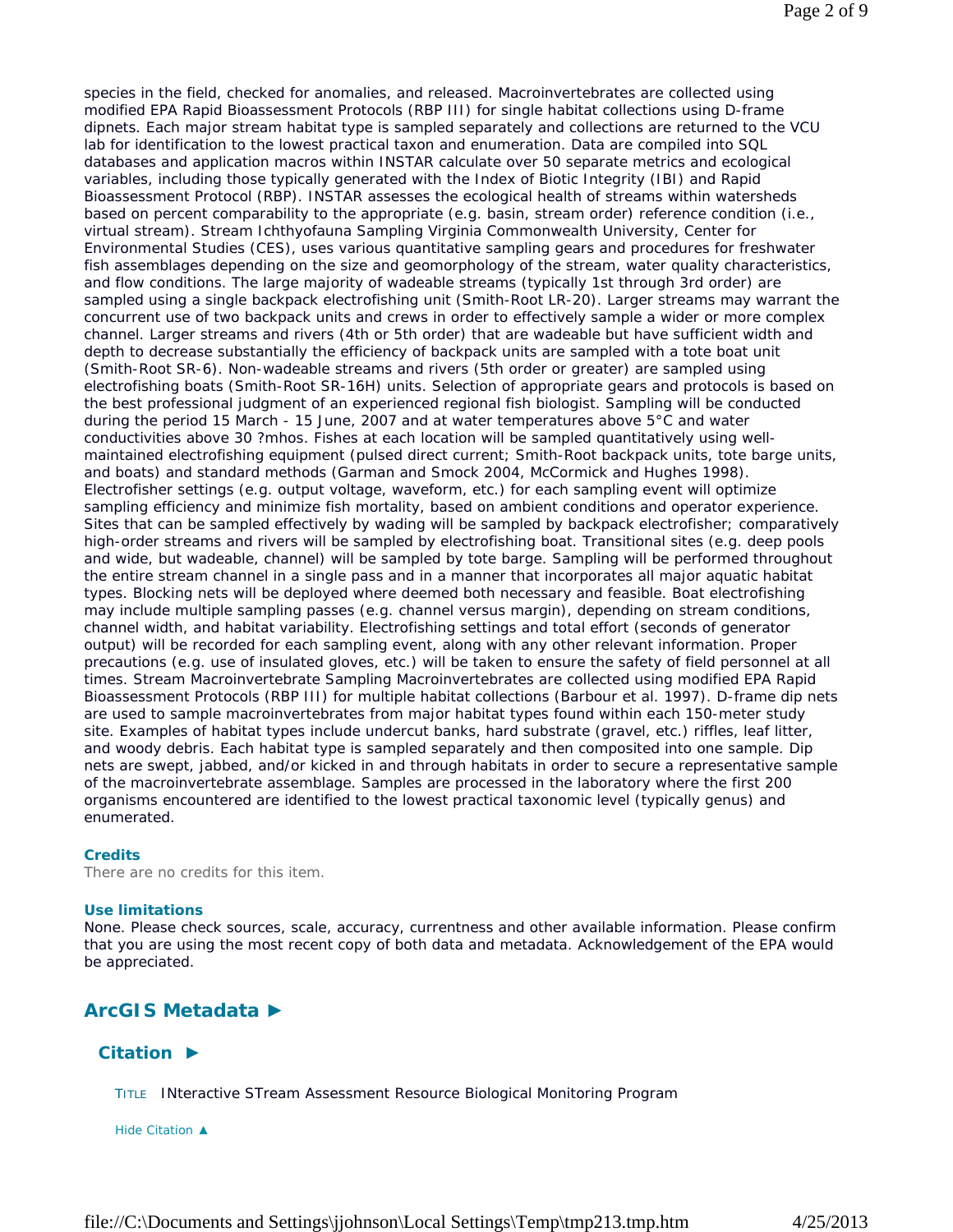species in the field, checked for anomalies, and released. Macroinvertebrates are collected using modified EPA Rapid Bioassessment Protocols (RBP III) for single habitat collections using D-frame dipnets. Each major stream habitat type is sampled separately and collections are returned to the VCU lab for identification to the lowest practical taxon and enumeration. Data are compiled into SQL databases and application macros within INSTAR calculate over 50 separate metrics and ecological variables, including those typically generated with the Index of Biotic Integrity (IBI) and Rapid Bioassessment Protocol (RBP). INSTAR assesses the ecological health of streams within watersheds based on percent comparability to the appropriate (e.g. basin, stream order) reference condition (i.e., virtual stream). Stream Ichthyofauna Sampling Virginia Commonwealth University, Center for Environmental Studies (CES), uses various quantitative sampling gears and procedures for freshwater fish assemblages depending on the size and geomorphology of the stream, water quality characteristics, and flow conditions. The large majority of wadeable streams (typically 1st through 3rd order) are sampled using a single backpack electrofishing unit (Smith-Root LR-20). Larger streams may warrant the concurrent use of two backpack units and crews in order to effectively sample a wider or more complex channel. Larger streams and rivers (4th or 5th order) that are wadeable but have sufficient width and depth to decrease substantially the efficiency of backpack units are sampled with a tote boat unit (Smith-Root SR-6). Non-wadeable streams and rivers (5th order or greater) are sampled using electrofishing boats (Smith-Root SR-16H) units. Selection of appropriate gears and protocols is based on the best professional judgment of an experienced regional fish biologist. Sampling will be conducted during the period 15 March - 15 June, 2007 and at water temperatures above 5°C and water conductivities above 30 ?mhos. Fishes at each location will be sampled quantitatively using well-maintained electrofishing equipment (pulsed direct current; Smith-Root backpack units, tote barge units, and boats) and standard methods (Garman and Smock 2004, McCormick and Hughes 1998). Electrofisher settings (e.g. output voltage, waveform, etc.) for each sampling event will optimize sampling efficiency and minimize fish mortality, based on ambient conditions and operator experience. Sites that can be sampled effectively by wading will be sampled by backpack electrofisher; comparatively high-order streams and rivers will be sampled by electrofishing boat. Transitional sites (e.g. deep pools and wide, but wadeable, channel) will be sampled by tote barge. Sampling will be performed throughout the entire stream channel in a single pass and in a manner that incorporates all major aquatic habitat types. Blocking nets will be deployed where deemed both necessary and feasible. Boat electrofishing may include multiple sampling passes (e.g. channel versus margin), depending on stream conditions, channel width, and habitat variability. Electrofishing settings and total effort (seconds of generator output) will be recorded for each sampling event, along with any other relevant information. Proper precautions (e.g. use of insulated gloves, etc.) will be taken to ensure the safety of field personnel at all times. Stream Macroinvertebrate Sampling Macroinvertebrates are collected using modified EPA Rapid Bioassessment Protocols (RBP III) for multiple habitat collections (Barbour et al. 1997). D-frame dip nets are used to sample macroinvertebrates from major habitat types found within each 150-meter study site. Examples of habitat types include undercut banks, hard substrate (gravel, etc.) riffles, leaf litter, and woody debris. Each habitat type is sampled separately and then composited into one sample. Dip nets are swept, jabbed, and/or kicked in and through habitats in order to secure a representative sample of the macroinvertebrate assemblage. Samples are processed in the laboratory where the first 200 organisms encountered are identified to the lowest practical taxonomic level (typically genus) and enumerated.

**Credits**

There are no credits for this item.

**Use limitations**

None. Please check sources, scale, accuracy, currentness and other available information. Please confirm that you are using the most recent copy of both data and metadata. Acknowledgement of the EPA would be appreciated.

## ArcGIS Metadata ►

### Citation ►

TITLE INteractive STream Assessment Resource Biological Monitoring Program

Hide Citation ▲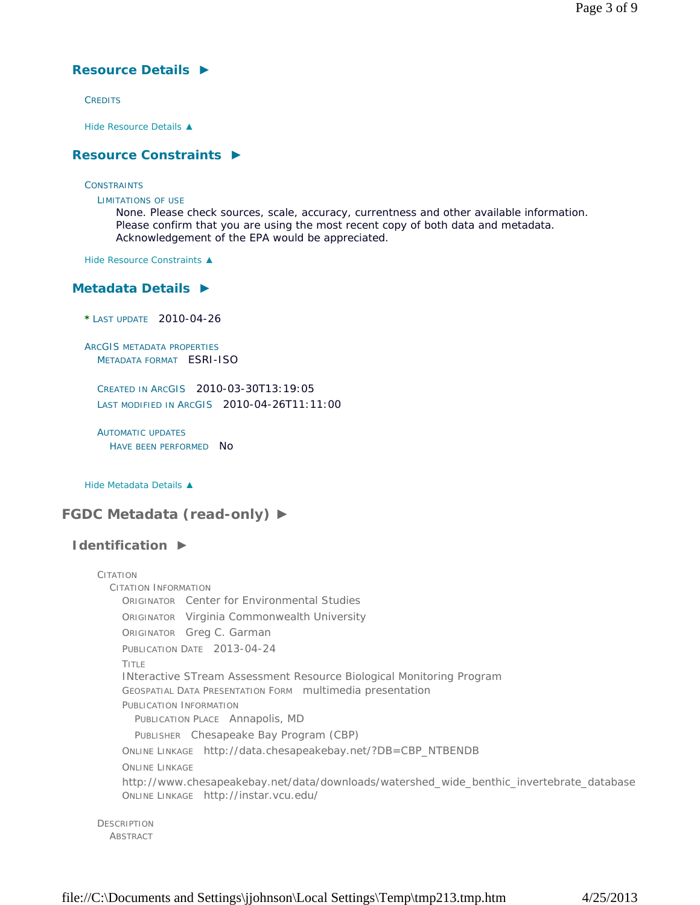## Resource Details ►

CREDITS

Hide Resource Details ▲

## Resource Constraints ►

CONSTRAINTS

LIMITATIONS OF USE

None. Please check sources, scale, accuracy, currentness and other available information. Please confirm that you are using the most recent copy of both data and metadata. Acknowledgement of the EPA would be appreciated.

Hide Resource Constraints ▲

## Metadata Details ►

* LAST UPDATE 2010-04-26

ARCGIS METADATA PROPERTIES

METADATA FORMAT ESRI-ISO

CREATED IN ARCGIS 2010-03-30T13:19:05

LAST MODIFIED IN ARCGIS 2010-04-26T11:11:00

AUTOMATIC UPDATES

HAVE BEEN PERFORMED No

Hide Metadata Details ▲

# FGDC Metadata (read-only) ►

## Identification ►

CITATION

CITATION INFORMATION

ORIGINATOR Center for Environmental Studies

ORIGINATOR Virginia Commonwealth University

ORIGINATOR Greg C. Garman

PUBLICATION DATE 2013-04-24

TITLE

INteractive STream Assessment Resource Biological Monitoring Program

GEOSPATIAL DATA PRESENTATION FORM multimedia presentation

PUBLICATION INFORMATION

PUBLICATION PLACE Annapolis, MD

PUBLISHER Chesapeake Bay Program (CBP)

ONLINE LINKAGE http://data.chesapeakebay.net/?DB=CBP_NTBENDB

ONLINE LINKAGE

http://www.chesapeakebay.net/data/downloads/watershed_wide_benthic_invertebrate_database

ONLINE LINKAGE http://instar.vcu.edu/

DESCRIPTION

ABSTRACT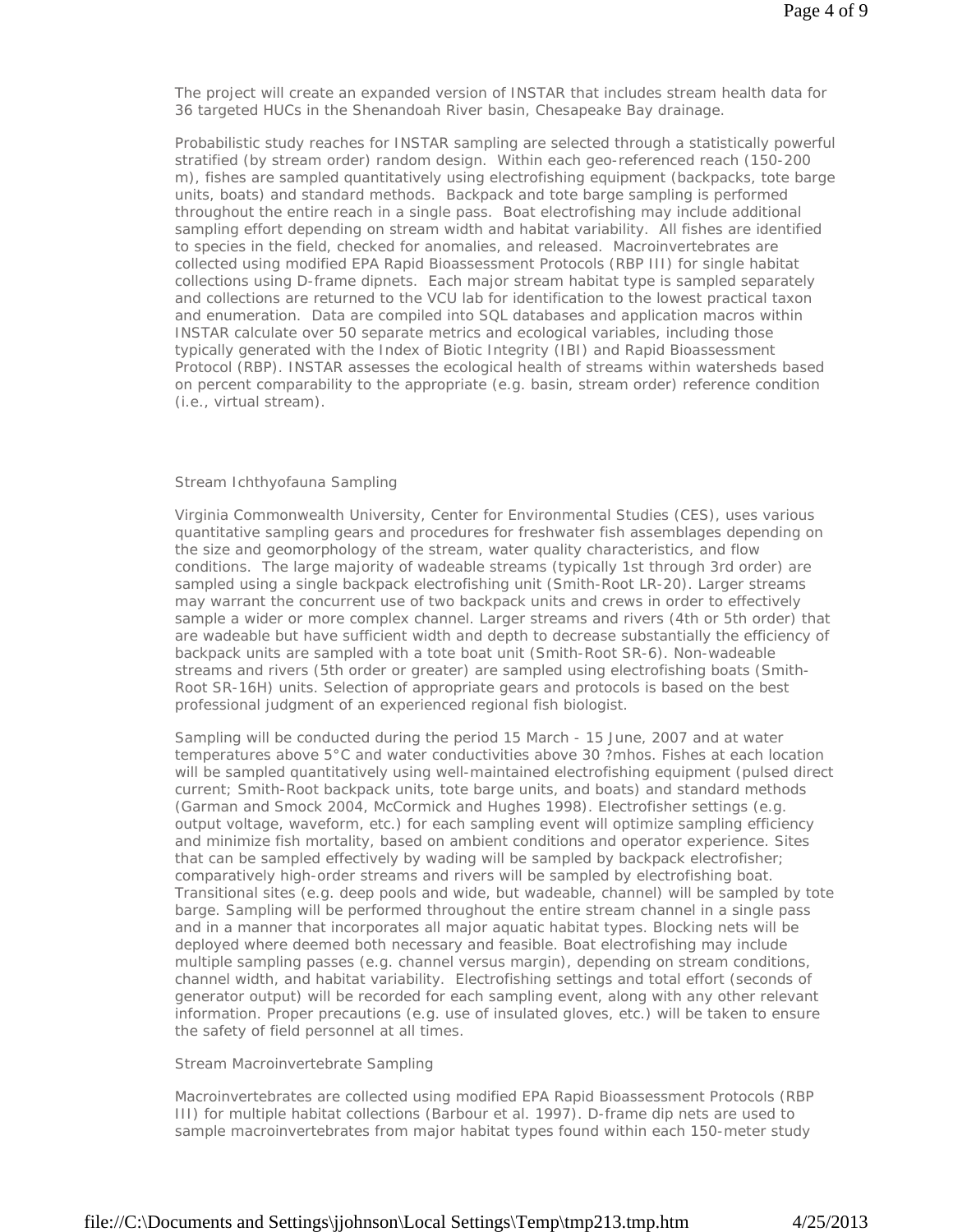The project will create an expanded version of INSTAR that includes stream health data for 36 targeted HUCs in the Shenandoah River basin, Chesapeake Bay drainage.

Probabilistic study reaches for INSTAR sampling are selected through a statistically powerful stratified (by stream order) random design. Within each geo-referenced reach (150-200 m), fishes are sampled quantitatively using electrofishing equipment (backpacks, tote barge units, boats) and standard methods. Backpack and tote barge sampling is performed throughout the entire reach in a single pass. Boat electrofishing may include additional sampling effort depending on stream width and habitat variability. All fishes are identified to species in the field, checked for anomalies, and released. Macroinvertebrates are collected using modified EPA Rapid Bioassessment Protocols (RBP III) for single habitat collections using D-frame dipnets. Each major stream habitat type is sampled separately and collections are returned to the VCU lab for identification to the lowest practical taxon and enumeration. Data are compiled into SQL databases and application macros within INSTAR calculate over 50 separate metrics and ecological variables, including those typically generated with the Index of Biotic Integrity (IBI) and Rapid Bioassessment Protocol (RBP). INSTAR assesses the ecological health of streams within watersheds based on percent comparability to the appropriate (e.g. basin, stream order) reference condition (i.e., virtual stream).

Stream Ichthyofauna Sampling

Virginia Commonwealth University, Center for Environmental Studies (CES), uses various quantitative sampling gears and procedures for freshwater fish assemblages depending on the size and geomorphology of the stream, water quality characteristics, and flow conditions. The large majority of wadeable streams (typically 1st through 3rd order) are sampled using a single backpack electrofishing unit (Smith-Root LR-20). Larger streams may warrant the concurrent use of two backpack units and crews in order to effectively sample a wider or more complex channel. Larger streams and rivers (4th or 5th order) that are wadeable but have sufficient width and depth to decrease substantially the efficiency of backpack units are sampled with a tote boat unit (Smith-Root SR-6). Non-wadeable streams and rivers (5th order or greater) are sampled using electrofishing boats (Smith-Root SR-16H) units. Selection of appropriate gears and protocols is based on the best professional judgment of an experienced regional fish biologist.

Sampling will be conducted during the period 15 March - 15 June, 2007 and at water temperatures above 5°C and water conductivities above 30 ?mhos. Fishes at each location will be sampled quantitatively using well-maintained electrofishing equipment (pulsed direct current; Smith-Root backpack units, tote barge units, and boats) and standard methods (Garman and Smock 2004, McCormick and Hughes 1998). Electrofisher settings (e.g. output voltage, waveform, etc.) for each sampling event will optimize sampling efficiency and minimize fish mortality, based on ambient conditions and operator experience. Sites that can be sampled effectively by wading will be sampled by backpack electrofisher; comparatively high-order streams and rivers will be sampled by electrofishing boat. Transitional sites (e.g. deep pools and wide, but wadeable, channel) will be sampled by tote barge. Sampling will be performed throughout the entire stream channel in a single pass and in a manner that incorporates all major aquatic habitat types. Blocking nets will be deployed where deemed both necessary and feasible. Boat electrofishing may include multiple sampling passes (e.g. channel versus margin), depending on stream conditions, channel width, and habitat variability. Electrofishing settings and total effort (seconds of generator output) will be recorded for each sampling event, along with any other relevant information. Proper precautions (e.g. use of insulated gloves, etc.) will be taken to ensure the safety of field personnel at all times.

Stream Macroinvertebrate Sampling

Macroinvertebrates are collected using modified EPA Rapid Bioassessment Protocols (RBP III) for multiple habitat collections (Barbour et al. 1997). D-frame dip nets are used to sample macroinvertebrates from major habitat types found within each 150-meter study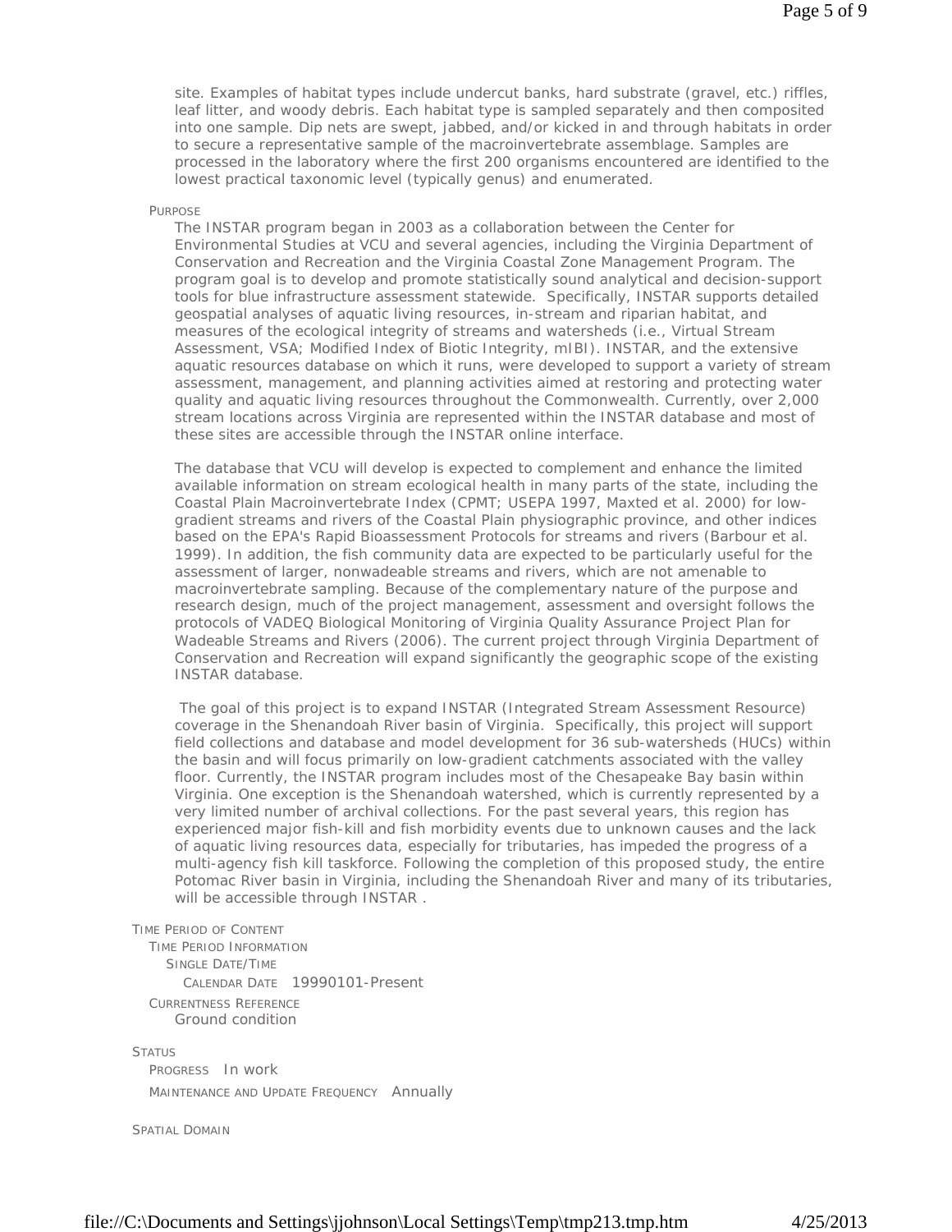site. Examples of habitat types include undercut banks, hard substrate (gravel, etc.) riffles, leaf litter, and woody debris. Each habitat type is sampled separately and then composited into one sample. Dip nets are swept, jabbed, and/or kicked in and through habitats in order to secure a representative sample of the macroinvertebrate assemblage. Samples are processed in the laboratory where the first 200 organisms encountered are identified to the lowest practical taxonomic level (typically genus) and enumerated.

PURPOSE

The INSTAR program began in 2003 as a collaboration between the Center for Environmental Studies at VCU and several agencies, including the Virginia Department of Conservation and Recreation and the Virginia Coastal Zone Management Program. The program goal is to develop and promote statistically sound analytical and decision-support tools for blue infrastructure assessment statewide. Specifically, INSTAR supports detailed geospatial analyses of aquatic living resources, in-stream and riparian habitat, and measures of the ecological integrity of streams and watersheds (i.e., Virtual Stream Assessment, VSA; Modified Index of Biotic Integrity, mIBI). INSTAR, and the extensive aquatic resources database on which it runs, were developed to support a variety of stream assessment, management, and planning activities aimed at restoring and protecting water quality and aquatic living resources throughout the Commonwealth. Currently, over 2,000 stream locations across Virginia are represented within the INSTAR database and most of these sites are accessible through the INSTAR online interface.

The database that VCU will develop is expected to complement and enhance the limited available information on stream ecological health in many parts of the state, including the Coastal Plain Macroinvertebrate Index (CPMT; USEPA 1997, Maxted et al. 2000) for low-gradient streams and rivers of the Coastal Plain physiographic province, and other indices based on the EPA's Rapid Bioassessment Protocols for streams and rivers (Barbour et al. 1999). In addition, the fish community data are expected to be particularly useful for the assessment of larger, nonwadeable streams and rivers, which are not amenable to macroinvertebrate sampling. Because of the complementary nature of the purpose and research design, much of the project management, assessment and oversight follows the protocols of VADEQ Biological Monitoring of Virginia Quality Assurance Project Plan for Wadeable Streams and Rivers (2006). The current project through Virginia Department of Conservation and Recreation will expand significantly the geographic scope of the existing INSTAR database.

The goal of this project is to expand INSTAR (Integrated Stream Assessment Resource) coverage in the Shenandoah River basin of Virginia. Specifically, this project will support field collections and database and model development for 36 sub-watersheds (HUCs) within the basin and will focus primarily on low-gradient catchments associated with the valley floor. Currently, the INSTAR program includes most of the Chesapeake Bay basin within Virginia. One exception is the Shenandoah watershed, which is currently represented by a very limited number of archival collections. For the past several years, this region has experienced major fish-kill and fish morbidity events due to unknown causes and the lack of aquatic living resources data, especially for tributaries, has impeded the progress of a multi-agency fish kill taskforce. Following the completion of this proposed study, the entire Potomac River basin in Virginia, including the Shenandoah River and many of its tributaries, will be accessible through INSTAR .

TIME PERIOD OF CONTENT

TIME PERIOD INFORMATION

SINGLE DATE/TIME

CALENDAR DATE 19990101-Present

CURRENTNESS REFERENCE

Ground condition

STATUS

PROGRESS In work

MAINTENANCE AND UPDATE FREQUENCY Annually

SPATIAL DOMAIN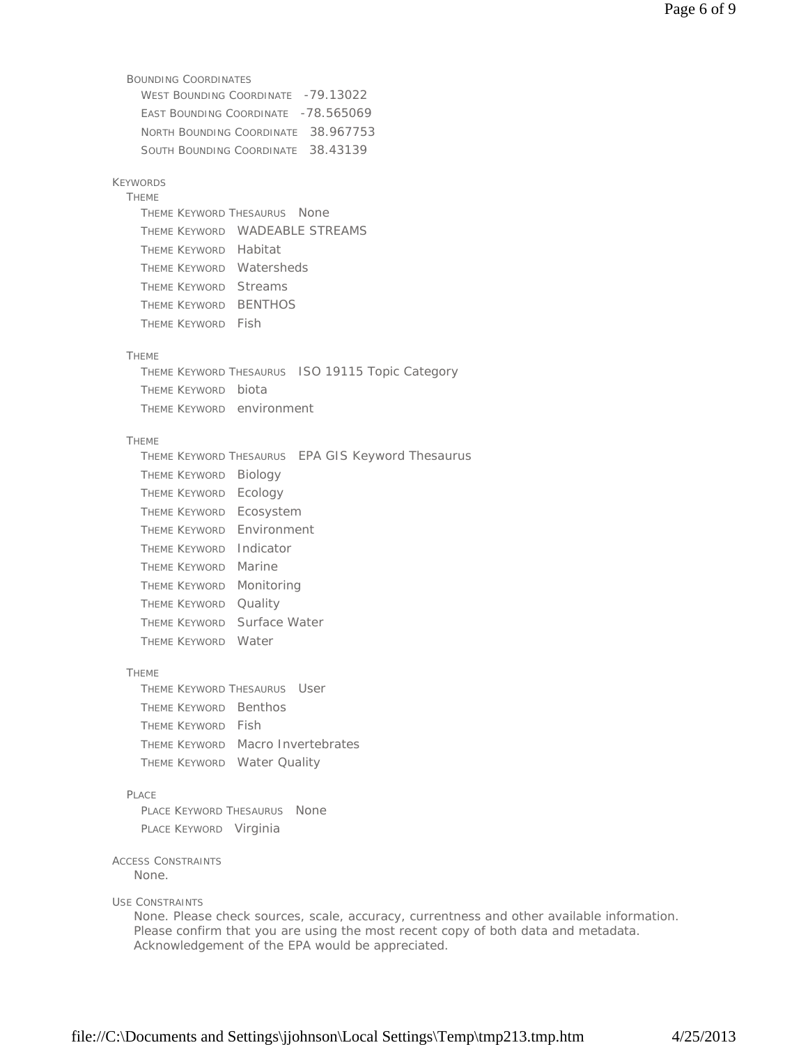BOUNDING COORDINATES

- WEST BOUNDING COORDINATE -79.13022
- EAST BOUNDING COORDINATE -78.565069
- NORTH BOUNDING COORDINATE 38.967753
- SOUTH BOUNDING COORDINATE 38.43139

KEYWORDS

THEME

- THEME KEYWORD THESAURUS None
- THEME KEYWORD WADEABLE STREAMS
- THEME KEYWORD Habitat
- THEME KEYWORD Watersheds
- THEME KEYWORD Streams
- THEME KEYWORD BENTHOS
- THEME KEYWORD Fish

THEME

- THEME KEYWORD THESAURUS ISO 19115 Topic Category
- THEME KEYWORD biota
- THEME KEYWORD environment

THEME

- THEME KEYWORD THESAURUS EPA GIS Keyword Thesaurus
- THEME KEYWORD Biology
- THEME KEYWORD Ecology
- THEME KEYWORD Ecosystem
- THEME KEYWORD Environment
- THEME KEYWORD Indicator
- THEME KEYWORD Marine
- THEME KEYWORD Monitoring
- THEME KEYWORD Quality
- THEME KEYWORD Surface Water
- THEME KEYWORD Water

THEME

- THEME KEYWORD THESAURUS User
- THEME KEYWORD Benthos
- THEME KEYWORD Fish
- THEME KEYWORD Macro Invertebrates
- THEME KEYWORD Water Quality

PLACE

- PLACE KEYWORD THESAURUS None
- PLACE KEYWORD Virginia

ACCESS CONSTRAINTS

None.

USE CONSTRAINTS

None. Please check sources, scale, accuracy, currentness and other available information. Please confirm that you are using the most recent copy of both data and metadata. Acknowledgement of the EPA would be appreciated.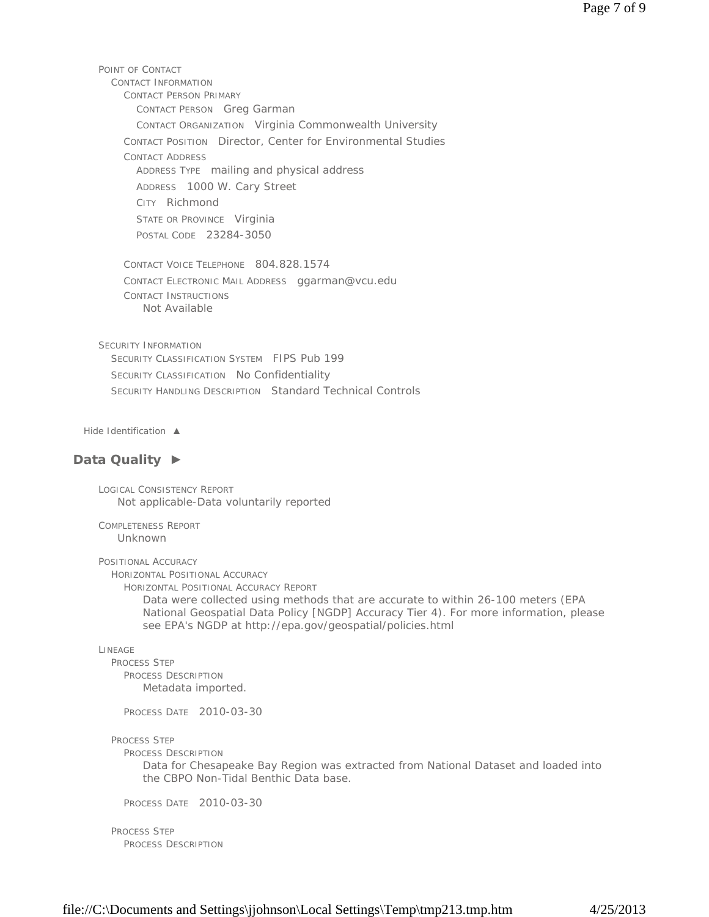POINT OF CONTACT
- CONTACT INFORMATION
  - CONTACT PERSON PRIMARY
    - CONTACT PERSON Greg Garman
    - CONTACT ORGANIZATION Virginia Commonwealth University
  - CONTACT POSITION Director, Center for Environmental Studies
  - CONTACT ADDRESS
    - ADDRESS TYPE mailing and physical address
    - ADDRESS 1000 W. Cary Street
    - CITY Richmond
    - STATE OR PROVINCE Virginia
    - POSTAL CODE 23284-3050
  - CONTACT VOICE TELEPHONE 804.828.1574
  - CONTACT ELECTRONIC MAIL ADDRESS ggarman@vcu.edu
  - CONTACT INSTRUCTIONS
    - Not Available

SECURITY INFORMATION
- SECURITY CLASSIFICATION SYSTEM FIPS Pub 199
- SECURITY CLASSIFICATION No Confidentiality
- SECURITY HANDLING DESCRIPTION Standard Technical Controls

Hide Identification ▲

## Data Quality ►

LOGICAL CONSISTENCY REPORT
- Not applicable-Data voluntarily reported

COMPLETENESS REPORT
- Unknown

POSITIONAL ACCURACY
- HORIZONTAL POSITIONAL ACCURACY
  - HORIZONTAL POSITIONAL ACCURACY REPORT
    - Data were collected using methods that are accurate to within 26-100 meters (EPA National Geospatial Data Policy [NGDP] Accuracy Tier 4). For more information, please see EPA's NGDP at http://epa.gov/geospatial/policies.html

LINEAGE
- PROCESS STEP
  - PROCESS DESCRIPTION
    - Metadata imported.
  - PROCESS DATE 2010-03-30
- PROCESS STEP
  - PROCESS DESCRIPTION
    - Data for Chesapeake Bay Region was extracted from National Dataset and loaded into the CBPO Non-Tidal Benthic Data base.
  - PROCESS DATE 2010-03-30
- PROCESS STEP
  - PROCESS DESCRIPTION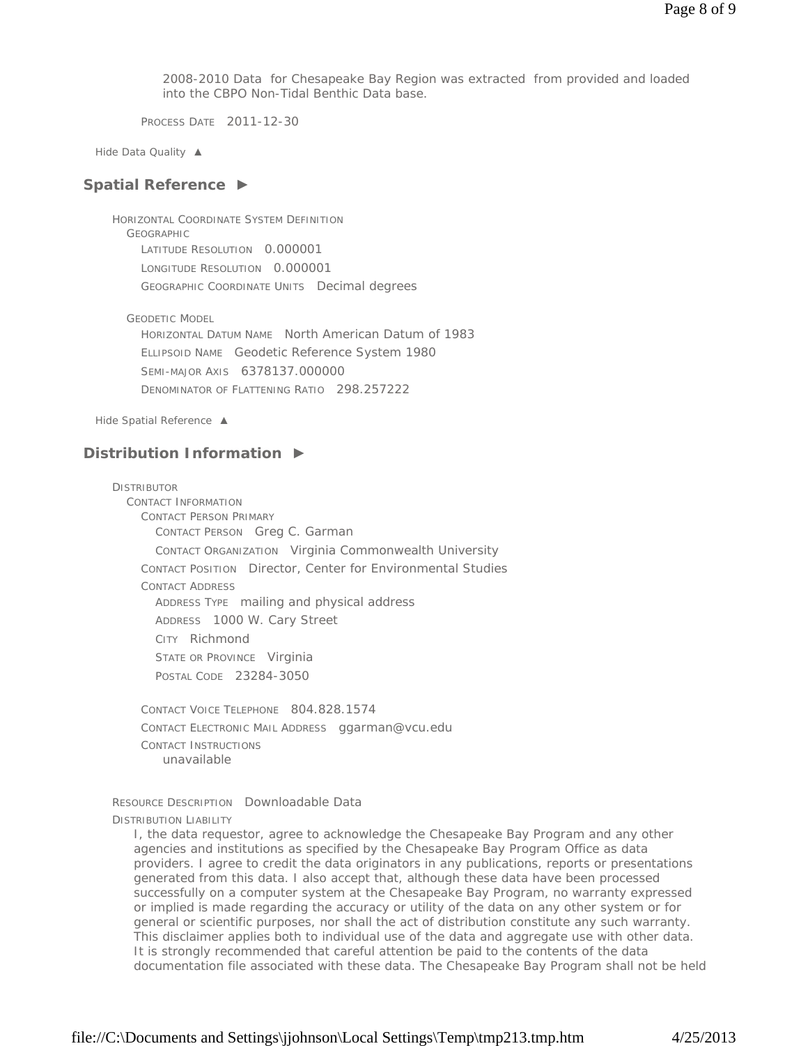2008-2010 Data for Chesapeake Bay Region was extracted from provided and loaded into the CBPO Non-Tidal Benthic Data base.

PROCESS DATE 2011-12-30

Hide Data Quality ▲

## Spatial Reference ►

HORIZONTAL COORDINATE SYSTEM DEFINITION
GEOGRAPHIC
LATITUDE RESOLUTION 0.000001
LONGITUDE RESOLUTION 0.000001
GEOGRAPHIC COORDINATE UNITS Decimal degrees

GEODETIC MODEL
HORIZONTAL DATUM NAME North American Datum of 1983
ELLIPSOID NAME Geodetic Reference System 1980
SEMI-MAJOR AXIS 6378137.000000
DENOMINATOR OF FLATTENING RATIO 298.257222

Hide Spatial Reference ▲

## Distribution Information ►

DISTRIBUTOR
CONTACT INFORMATION
CONTACT PERSON PRIMARY
CONTACT PERSON Greg C. Garman
CONTACT ORGANIZATION Virginia Commonwealth University
CONTACT POSITION Director, Center for Environmental Studies
CONTACT ADDRESS
ADDRESS TYPE mailing and physical address
ADDRESS 1000 W. Cary Street
CITY Richmond
STATE OR PROVINCE Virginia
POSTAL CODE 23284-3050

CONTACT VOICE TELEPHONE 804.828.1574
CONTACT ELECTRONIC MAIL ADDRESS ggarman@vcu.edu
CONTACT INSTRUCTIONS
unavailable

RESOURCE DESCRIPTION Downloadable Data
DISTRIBUTION LIABILITY
I, the data requestor, agree to acknowledge the Chesapeake Bay Program and any other agencies and institutions as specified by the Chesapeake Bay Program Office as data providers. I agree to credit the data originators in any publications, reports or presentations generated from this data. I also accept that, although these data have been processed successfully on a computer system at the Chesapeake Bay Program, no warranty expressed or implied is made regarding the accuracy or utility of the data on any other system or for general or scientific purposes, nor shall the act of distribution constitute any such warranty. This disclaimer applies both to individual use of the data and aggregate use with other data. It is strongly recommended that careful attention be paid to the contents of the data documentation file associated with these data. The Chesapeake Bay Program shall not be held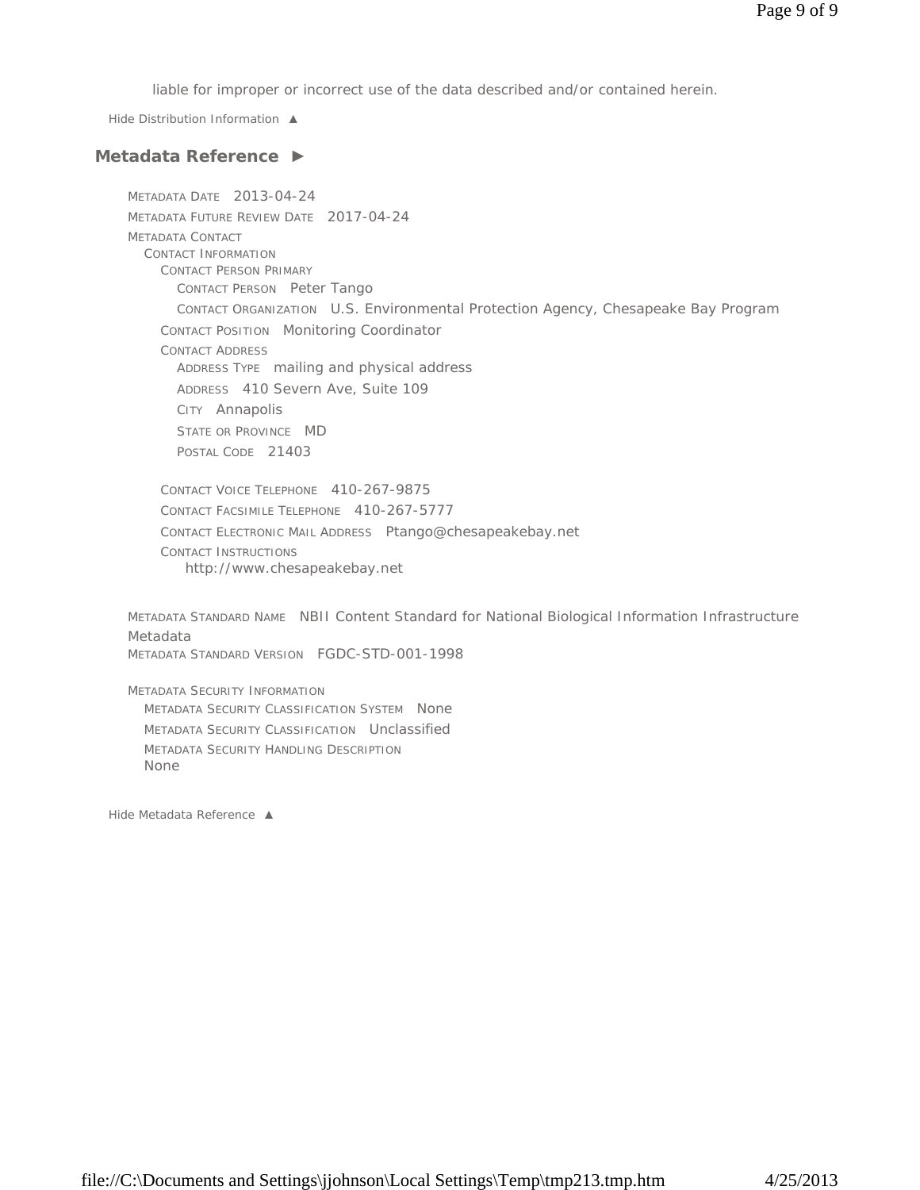liable for improper or incorrect use of the data described and/or contained herein.

Hide Distribution Information ▲

## Metadata Reference ►

METADATA DATE 2013-04-24

METADATA FUTURE REVIEW DATE 2017-04-24

METADATA CONTACT

- CONTACT INFORMATION
  - CONTACT PERSON PRIMARY
    - CONTACT PERSON Peter Tango
    - CONTACT ORGANIZATION U.S. Environmental Protection Agency, Chesapeake Bay Program
  - CONTACT POSITION Monitoring Coordinator
  - CONTACT ADDRESS
    - ADDRESS TYPE mailing and physical address
    - ADDRESS 410 Severn Ave, Suite 109
    - CITY Annapolis
    - STATE OR PROVINCE MD
    - POSTAL CODE 21403
  - CONTACT VOICE TELEPHONE 410-267-9875
  - CONTACT FACSIMILE TELEPHONE 410-267-5777
  - CONTACT ELECTRONIC MAIL ADDRESS Ptango@chesapeakebay.net
  - CONTACT INSTRUCTIONS
    http://www.chesapeakebay.net

METADATA STANDARD NAME NBII Content Standard for National Biological Information Infrastructure Metadata

METADATA STANDARD VERSION FGDC-STD-001-1998

METADATA SECURITY INFORMATION

- METADATA SECURITY CLASSIFICATION SYSTEM None
- METADATA SECURITY CLASSIFICATION Unclassified
- METADATA SECURITY HANDLING DESCRIPTION
  None

Hide Metadata Reference ▲